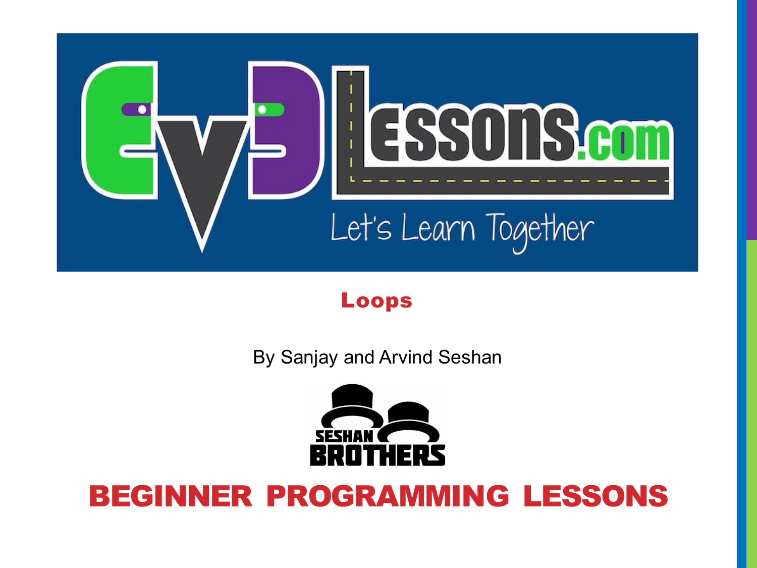# Loops

By Sanjay and Arvind Seshan

## BEGINNER PROGRAMMING LESSONS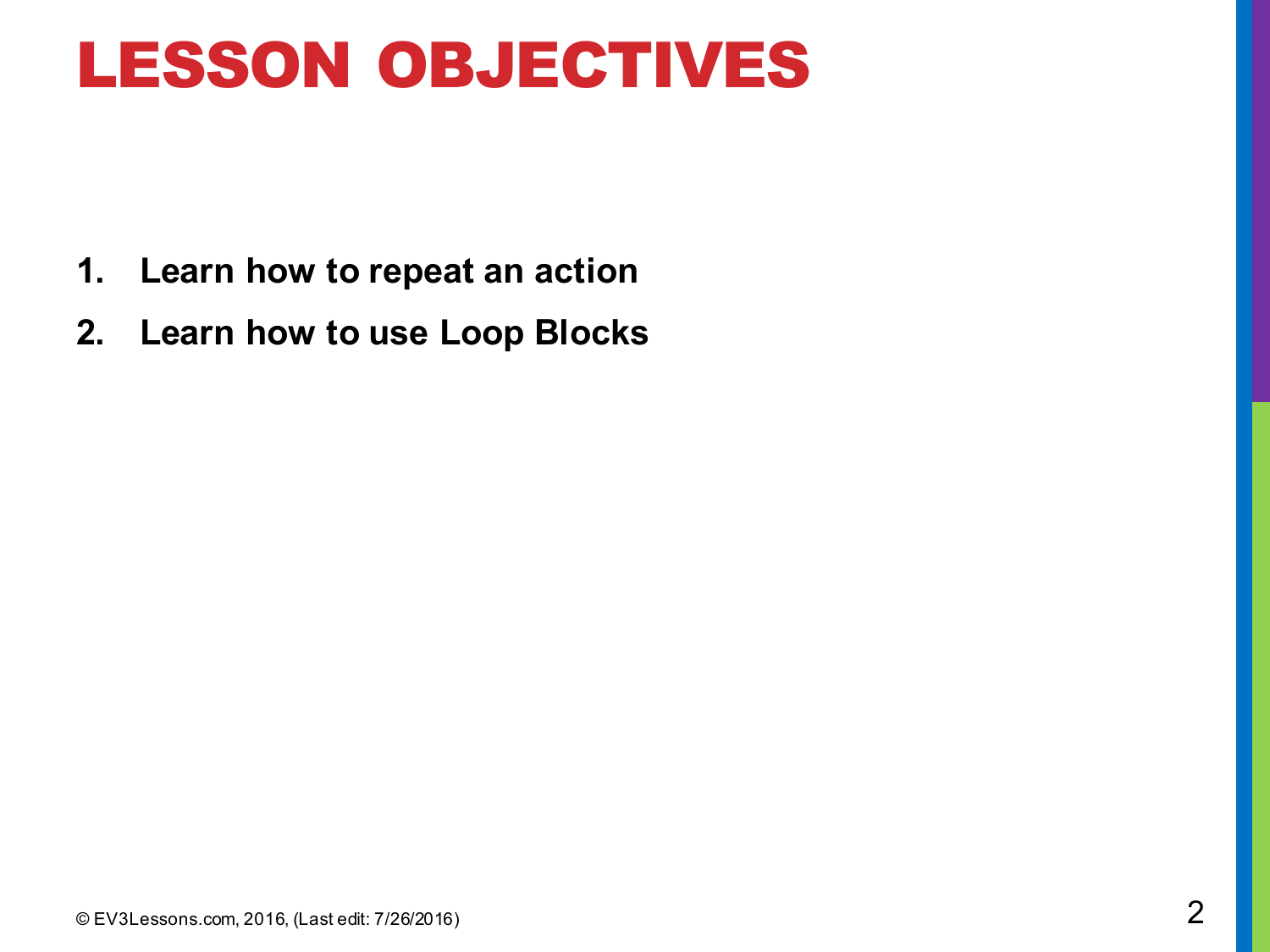# LESSON OBJECTIVES

1. **Learn how to repeat an action**
2. **Learn how to use Loop Blocks**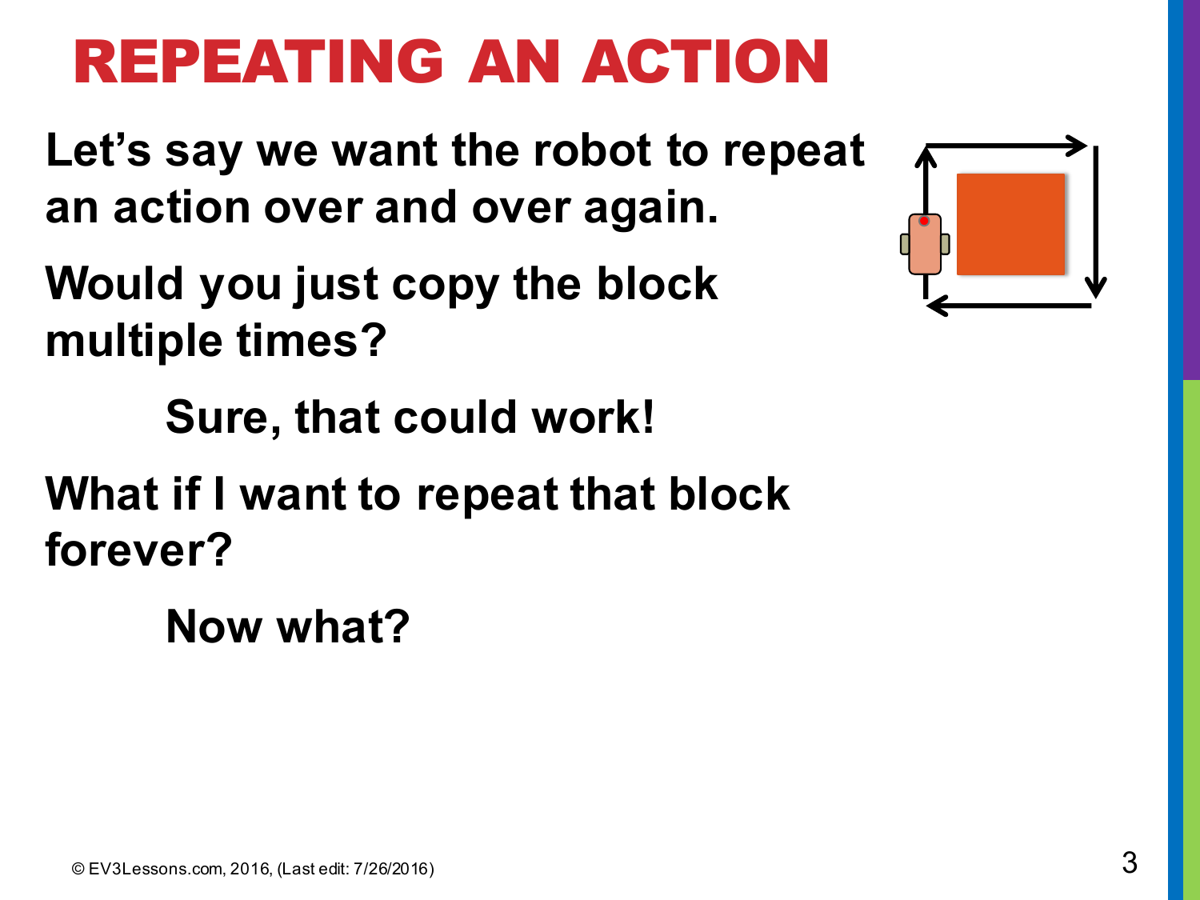# REPEATING AN ACTION

**Let's say we want the robot to repeat an action over and over again.**

**Would you just copy the block multiple times?**

**Sure, that could work!**

**What if I want to repeat that block forever?**

**Now what?**

© EV3Lessons.com, 2016, (Last edit: 7/26/2016)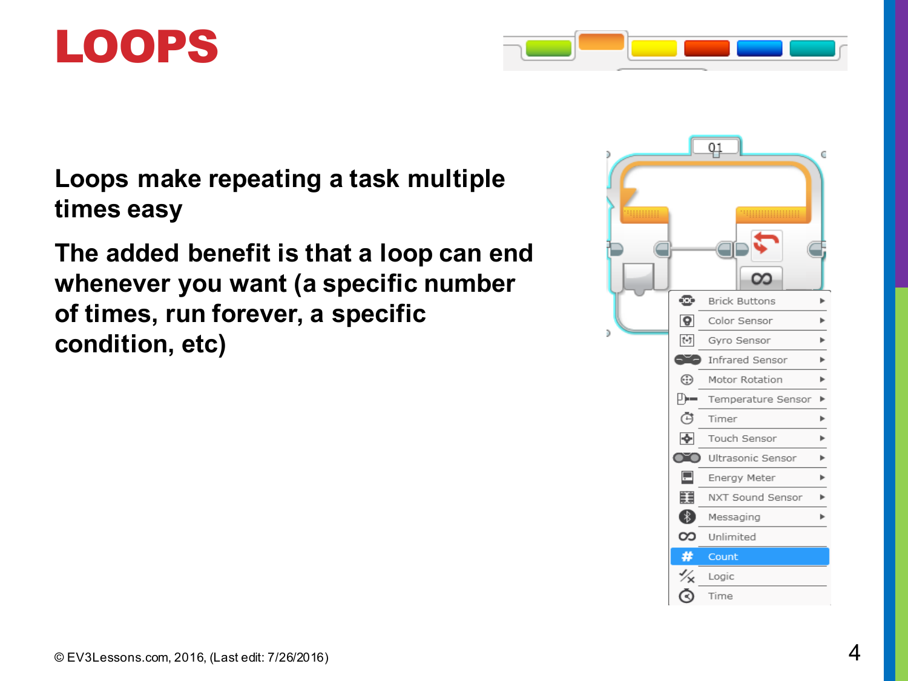# LOOPS

**Loops make repeating a task multiple times easy**

**The added benefit is that a loop can end whenever you want (a specific number of times, run forever, a specific condition, etc)**

© EV3Lessons.com, 2016, (Last edit: 7/26/2016)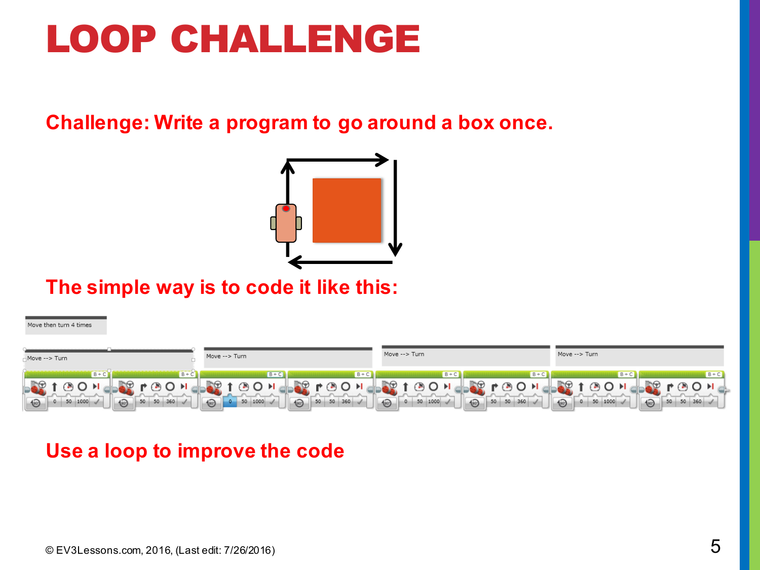# LOOP CHALLENGE

**Challenge: Write a program to go around a box once.**

**The simple way is to code it like this:**

Move then turn 4 times

Move --> Turn

Move --> Turn

Move --> Turn

Move --> Turn

**Use a loop to improve the code**

© EV3Lessons.com, 2016, (Last edit: 7/26/2016)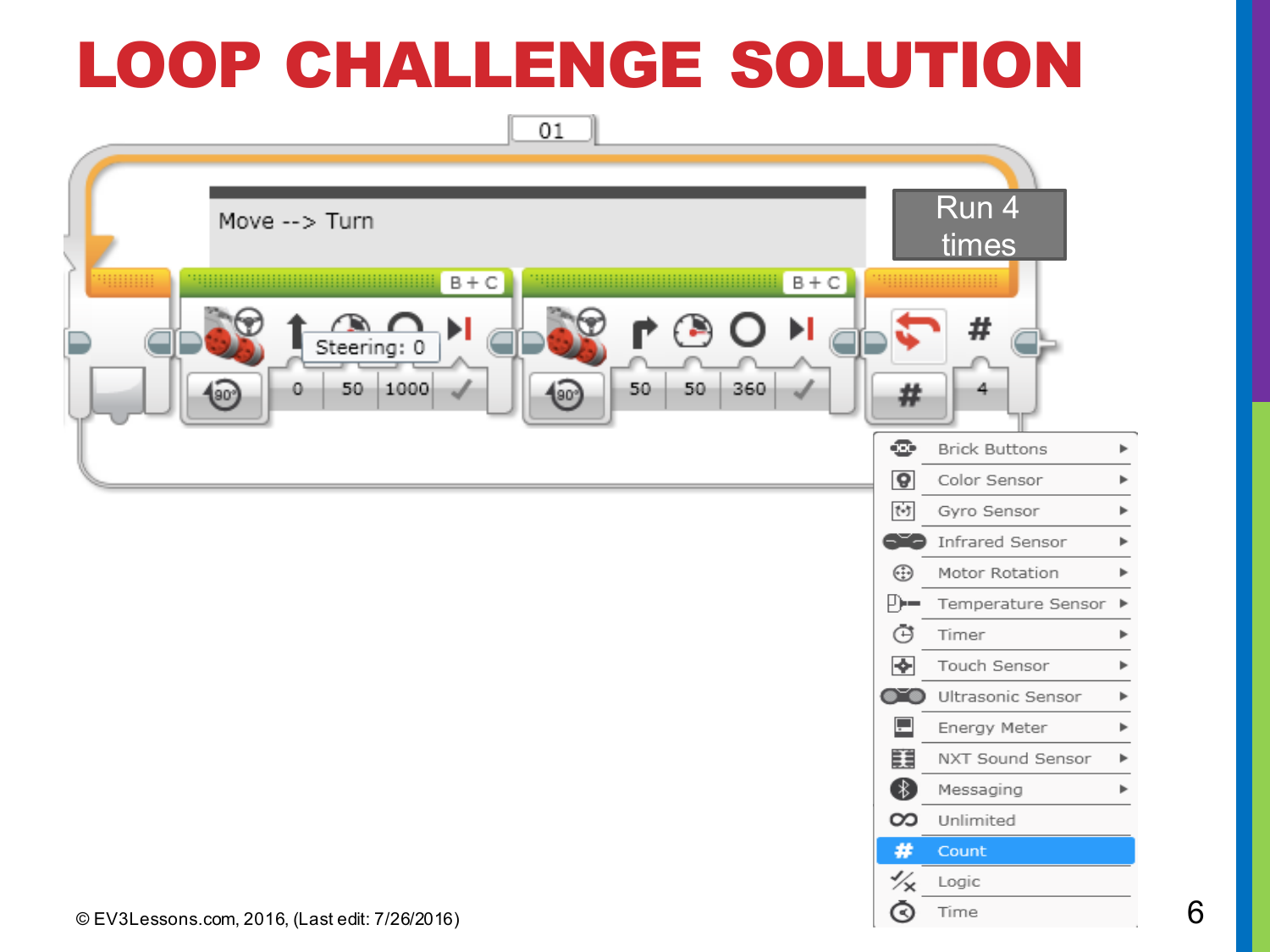# LOOP CHALLENGE SOLUTION

01

Move --> Turn

Run 4 times

B + C

Steering: 0

0 | 50 | 1000

B + C

50 | 50 | 360

4

- Brick Buttons
- Color Sensor
- Gyro Sensor
- Infrared Sensor
- Motor Rotation
- Temperature Sensor
- Timer
- Touch Sensor
- Ultrasonic Sensor
- Energy Meter
- NXT Sound Sensor
- Messaging
- Unlimited
- Count
- Logic
- Time

© EV3Lessons.com, 2016, (Last edit: 7/26/2016)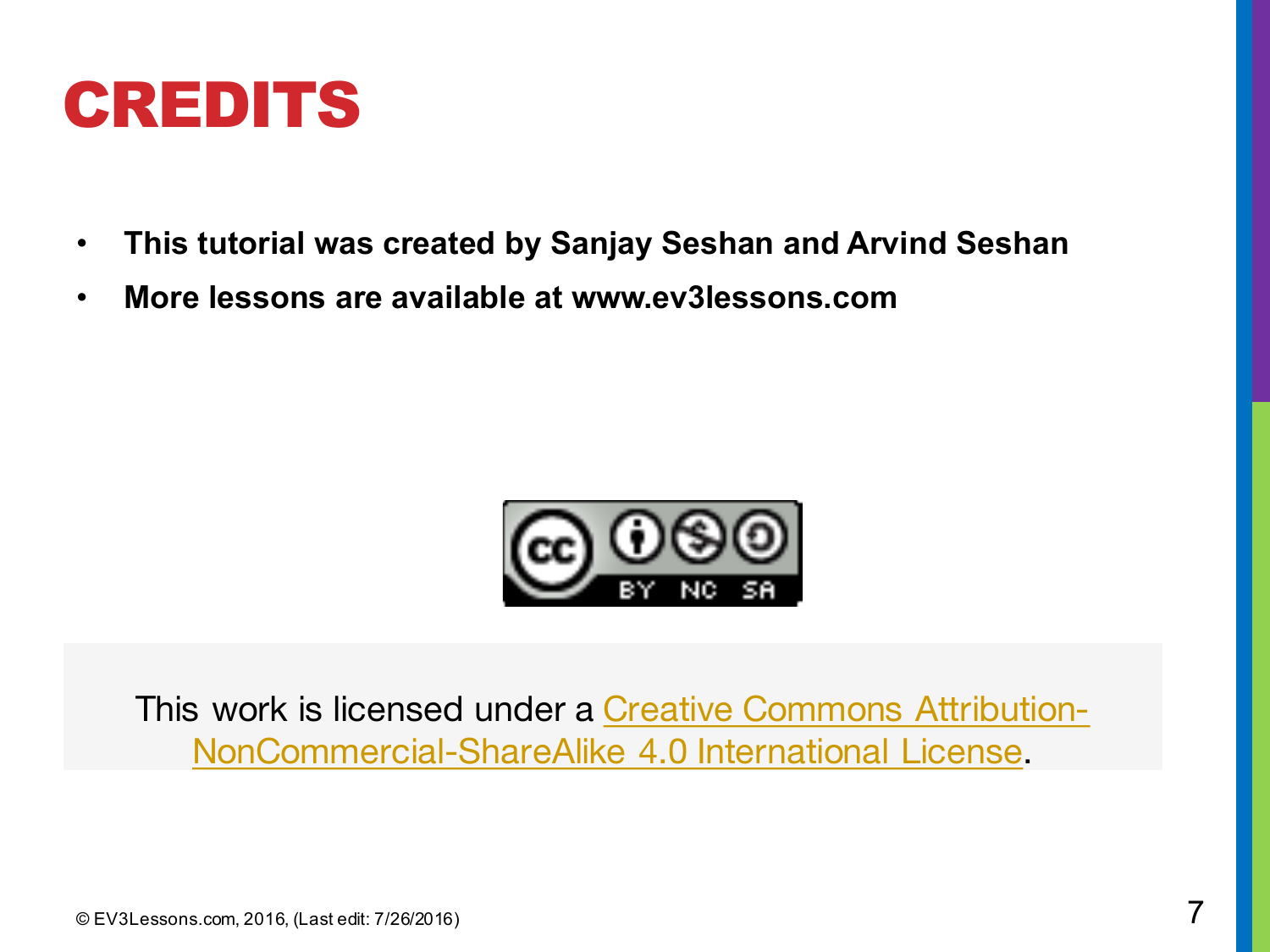# CREDITS

- **This tutorial was created by Sanjay Seshan and Arvind Seshan**
- **More lessons are available at www.ev3lessons.com**

This work is licensed under a Creative Commons Attribution-NonCommercial-ShareAlike 4.0 International License.

© EV3Lessons.com, 2016, (Last edit: 7/26/2016)